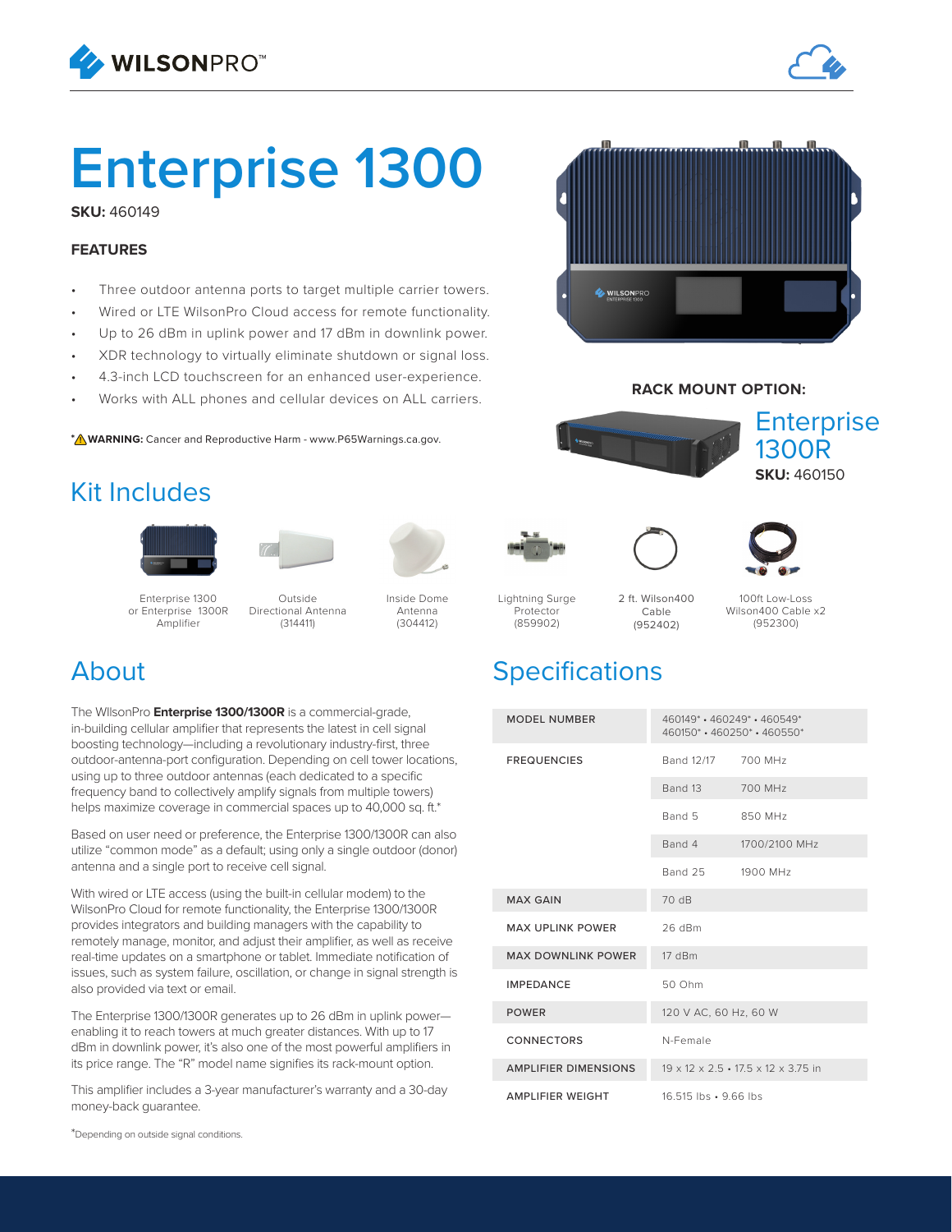# Enterprise 1300

**SKU:** 460149

### FEATURES

- Three outdoor antenna ports to target multiple carrier towers.
- Wired or LTE WilsonPro Cloud access for remote functionality.
- Up to 26 dBm in uplink power and 17 dBm in downlink power.
- XDR technology to virtually eliminate shutdown or signal loss.
- 4.3-inch LCD touchscreen for an enhanced user-experience.
- Works with ALL phones and cellular devices on ALL carriers.

*⚠ **WARNING:** Cancer and Reproductive Harm - www.P65Warnings.ca.gov.

**RACK MOUNT OPTION:**

Enterprise 1300R
**SKU:** 460150

## Kit Includes

- Enterprise 1300 or Enterprise 1300R Amplifier
- Outside Directional Antenna (314411)
- Inside Dome Antenna (304412)
- Lightning Surge Protector (859902)
- 2 ft. Wilson400 Cable (952402)
- 100ft Low-Loss Wilson400 Cable x2 (952300)

## About

The WllsonPro **Enterprise 1300/1300R** is a commercial-grade, in-building cellular amplifier that represents the latest in cell signal boosting technology—including a revolutionary industry-first, three outdoor-antenna-port configuration. Depending on cell tower locations, using up to three outdoor antennas (each dedicated to a specific frequency band to collectively amplify signals from multiple towers) helps maximize coverage in commercial spaces up to 40,000 sq. ft.*

Based on user need or preference, the Enterprise 1300/1300R can also utilize "common mode" as a default; using only a single outdoor (donor) antenna and a single port to receive cell signal.

With wired or LTE access (using the built-in cellular modem) to the WilsonPro Cloud for remote functionality, the Enterprise 1300/1300R provides integrators and building managers with the capability to remotely manage, monitor, and adjust their amplifier, as well as receive real-time updates on a smartphone or tablet. Immediate notification of issues, such as system failure, oscillation, or change in signal strength is also provided via text or email.

The Enterprise 1300/1300R generates up to 26 dBm in uplink power—enabling it to reach towers at much greater distances. With up to 17 dBm in downlink power, it's also one of the most powerful amplifiers in its price range. The "R" model name signifies its rack-mount option.

This amplifier includes a 3-year manufacturer's warranty and a 30-day money-back guarantee.

*Depending on outside signal conditions.

## Specifications

| | | |
|---|---|---|
| MODEL NUMBER | 460149* • 460249* • 460549* 460150* • 460250* • 460550* | |
| FREQUENCIES | Band 12/17 | 700 MHz |
| | Band 13 | 700 MHz |
| | Band 5 | 850 MHz |
| | Band 4 | 1700/2100 MHz |
| | Band 25 | 1900 MHz |
| MAX GAIN | 70 dB | |
| MAX UPLINK POWER | 26 dBm | |
| MAX DOWNLINK POWER | 17 dBm | |
| IMPEDANCE | 50 Ohm | |
| POWER | 120 V AC, 60 Hz, 60 W | |
| CONNECTORS | N-Female | |
| AMPLIFIER DIMENSIONS | 19 x 12 x 2.5 • 17.5 x 12 x 3.75 in | |
| AMPLIFIER WEIGHT | 16.515 lbs • 9.66 lbs | |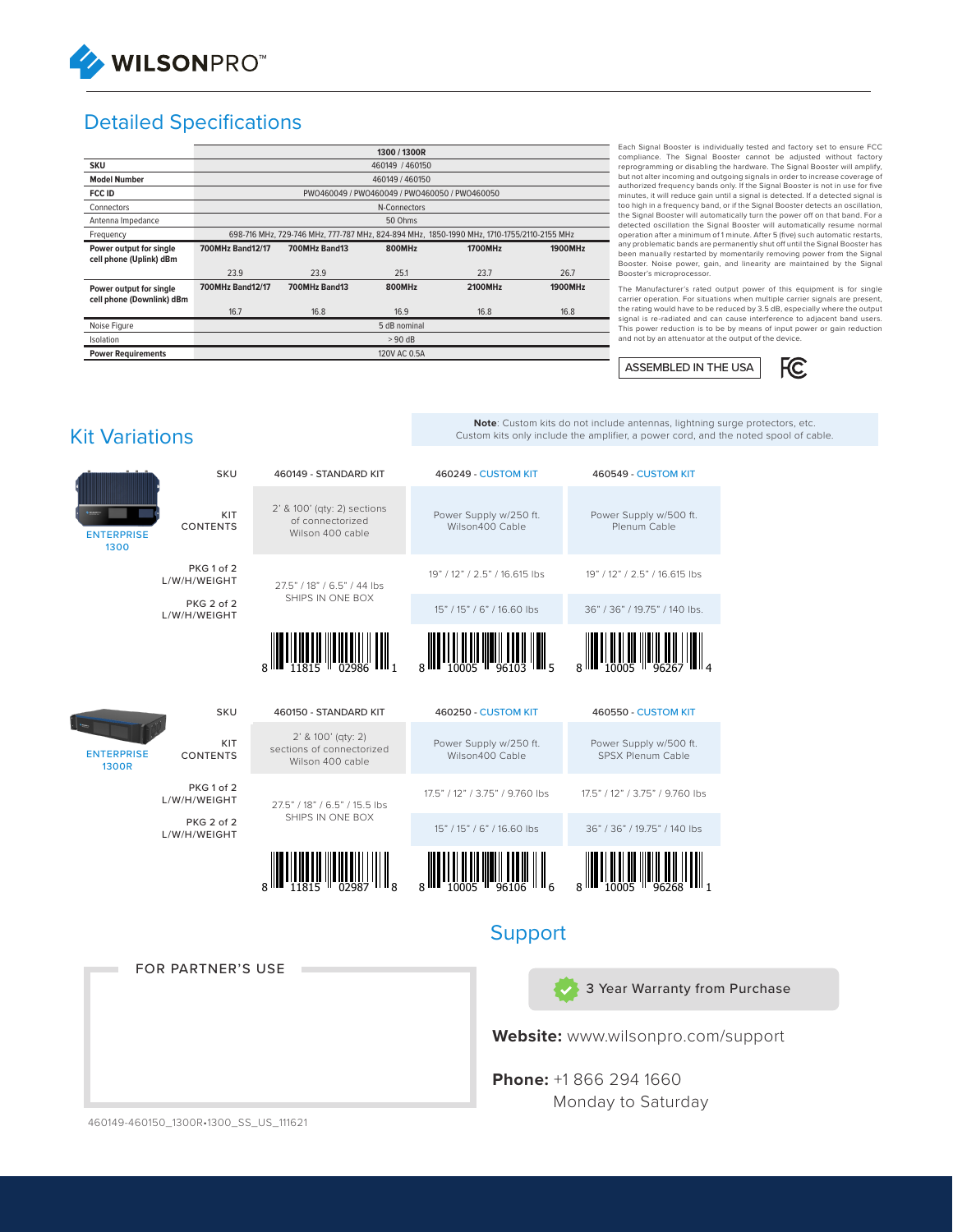## Detailed Specifications

| | 1300 / 1300R | | | | |
|---|---|---|---|---|---|
| **SKU** | 460149 / 460150 | | | | |
| **Model Number** | 460149 / 460150 | | | | |
| **FCC ID** | PWO460049 / PWO460049 / PWO460050 / PWO460050 | | | | |
| Connectors | N-Connectors | | | | |
| Antenna Impedance | 50 Ohms | | | | |
| Frequency | 698-716 MHz, 729-746 MHz, 777-787 MHz, 824-894 MHz, 1850-1990 MHz, 1710-1755/2110-2155 MHz | | | | |
| **Power output for single cell phone (Uplink) dBm** | **700MHz Band12/17** | **700MHz Band13** | **800MHz** | **1700MHz** | **1900MHz** |
| | 23.9 | 23.9 | 25.1 | 23.7 | 26.7 |
| **Power output for single cell phone (Downlink) dBm** | **700MHz Band12/17** | **700MHz Band13** | **800MHz** | **2100MHz** | **1900MHz** |
| | 16.7 | 16.8 | 16.9 | 16.8 | 16.8 |
| Noise Figure | 5 dB nominal | | | | |
| Isolation | > 90 dB | | | | |
| **Power Requirements** | 120V AC 0.5A | | | | |

Each Signal Booster is individually tested and factory set to ensure FCC compliance. The Signal Booster cannot be adjusted without factory reprogramming or disabling the hardware. The Signal Booster will amplify, but not alter incoming and outgoing signals in order to increase coverage of authorized frequency bands only. If the Signal Booster is not in use for five minutes, it will reduce gain until a signal is detected. If a detected signal is too high in a frequency band, or if the Signal Booster detects an oscillation, the Signal Booster will automatically turn the power off on that band. For a detected oscillation the Signal Booster will automatically resume normal operation after a minimum of 1 minute. After 5 (five) such automatic restarts, any problematic bands are permanently shut off until the Signal Booster has been manually restarted by momentarily removing power from the Signal Booster. Noise power, gain, and linearity are maintained by the Signal Booster's microprocessor.

The Manufacturer's rated output power of this equipment is for single carrier operation. For situations when multiple carrier signals are present, the rating would have to be reduced by 3.5 dB, especially where the output signal is re-radiated and can cause interference to adjacent band users. This power reduction is to be by means of input power or gain reduction and not by an attenuator at the output of the device.

ASSEMBLED IN THE USA

## Kit Variations

**Note**: Custom kits do not include antennas, lightning surge protectors, etc. Custom kits only include the amplifier, a power cord, and the noted spool of cable.

**ENTERPRISE 1300**

| SKU | 460149 - STANDARD KIT | 460249 - CUSTOM KIT | 460549 - CUSTOM KIT |
|---|---|---|---|
| KIT CONTENTS | 2' & 100' (qty: 2) sections of connectorized Wilson 400 cable | Power Supply w/250 ft. Wilson400 Cable | Power Supply w/500 ft. Plenum Cable |
| PKG 1 of 2 L/W/H/WEIGHT | 27.5" / 18" / 6.5" / 44 lbs SHIPS IN ONE BOX | 19" / 12" / 2.5" / 16.615 lbs | 19" / 12" / 2.5" / 16.615 lbs |
| PKG 2 of 2 L/W/H/WEIGHT | | 15" / 15" / 6" / 16.60 lbs | 36" / 36" / 19.75" / 140 lbs. |
| | 8 11815 02986 1 | 8 10005 96103 5 | 8 10005 96267 4 |

**ENTERPRISE 1300R**

| SKU | 460150 - STANDARD KIT | 460250 - CUSTOM KIT | 460550 - CUSTOM KIT |
|---|---|---|---|
| KIT CONTENTS | 2' & 100' (qty: 2) sections of connectorized Wilson 400 cable | Power Supply w/250 ft. Wilson400 Cable | Power Supply w/500 ft. SPSX Plenum Cable |
| PKG 1 of 2 L/W/H/WEIGHT | 27.5" / 18" / 6.5" / 15.5 lbs SHIPS IN ONE BOX | 17.5" / 12" / 3.75" / 9.760 lbs | 17.5" / 12" / 3.75" / 9.760 lbs |
| PKG 2 of 2 L/W/H/WEIGHT | | 15" / 15" / 6" / 16.60 lbs | 36" / 36" / 19.75" / 140 lbs |
| | 8 11815 02987 8 | 8 10005 96106 6 | 8 10005 96268 1 |

## Support

FOR PARTNER'S USE

3 Year Warranty from Purchase

**Website:** www.wilsonpro.com/support

**Phone:** +1 866 294 1660
Monday to Saturday

460149-460150_1300R•1300_SS_US_111621